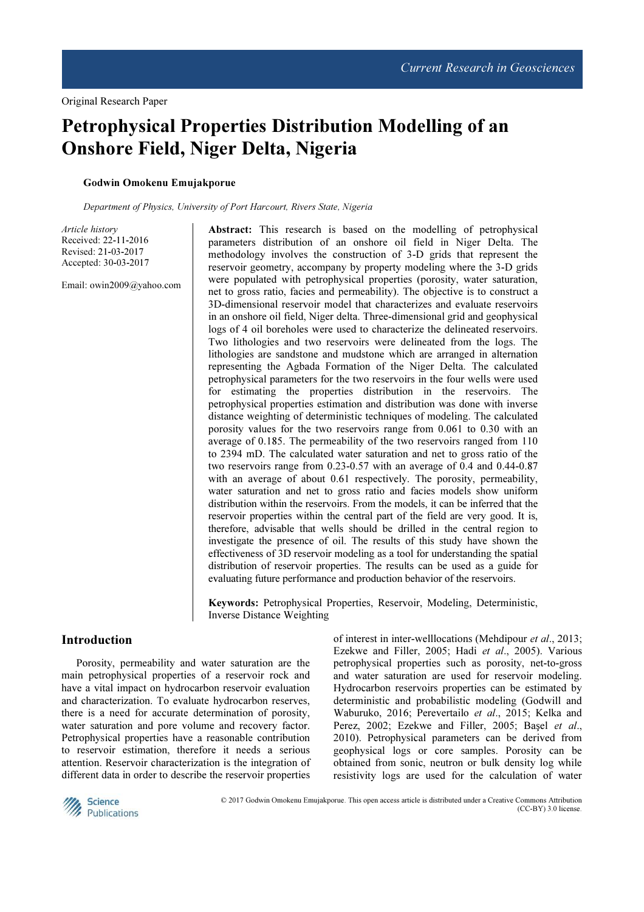Original Research Paper

# Petrophysical Properties Distribution Modelling of an Onshore Field, Niger Delta, Nigeria

**Godwin Omokenu Emujakporue**

*Department of Physics, University of Port Harcourt, Rivers State, Nigeria*

*Article history*
Received: 22-11-2016
Revised: 21-03-2017
Accepted: 30-03-2017

Email: owin2009@yahoo.com

**Abstract:** This research is based on the modelling of petrophysical parameters distribution of an onshore oil field in Niger Delta. The methodology involves the construction of 3-D grids that represent the reservoir geometry, accompany by property modeling where the 3-D grids were populated with petrophysical properties (porosity, water saturation, net to gross ratio, facies and permeability). The objective is to construct a 3D-dimensional reservoir model that characterizes and evaluate reservoirs in an onshore oil field, Niger delta. Three-dimensional grid and geophysical logs of 4 oil boreholes were used to characterize the delineated reservoirs. Two lithologies and two reservoirs were delineated from the logs. The lithologies are sandstone and mudstone which are arranged in alternation representing the Agbada Formation of the Niger Delta. The calculated petrophysical parameters for the two reservoirs in the four wells were used for estimating the properties distribution in the reservoirs. The petrophysical properties estimation and distribution was done with inverse distance weighting of deterministic techniques of modeling. The calculated porosity values for the two reservoirs range from 0.061 to 0.30 with an average of 0.185. The permeability of the two reservoirs ranged from 110 to 2394 mD. The calculated water saturation and net to gross ratio of the two reservoirs range from 0.23-0.57 with an average of 0.4 and 0.44-0.87 with an average of about 0.61 respectively. The porosity, permeability, water saturation and net to gross ratio and facies models show uniform distribution within the reservoirs. From the models, it can be inferred that the reservoir properties within the central part of the field are very good. It is, therefore, advisable that wells should be drilled in the central region to investigate the presence of oil. The results of this study have shown the effectiveness of 3D reservoir modeling as a tool for understanding the spatial distribution of reservoir properties. The results can be used as a guide for evaluating future performance and production behavior of the reservoirs.

**Keywords:** Petrophysical Properties, Reservoir, Modeling, Deterministic, Inverse Distance Weighting

## Introduction

Porosity, permeability and water saturation are the main petrophysical properties of a reservoir rock and have a vital impact on hydrocarbon reservoir evaluation and characterization. To evaluate hydrocarbon reserves, there is a need for accurate determination of porosity, water saturation and pore volume and recovery factor. Petrophysical properties have a reasonable contribution to reservoir estimation, therefore it needs a serious attention. Reservoir characterization is the integration of different data in order to describe the reservoir properties of interest in inter-welllocations (Mehdipour *et al*., 2013; Ezekwe and Filler, 2005; Hadi *et al*., 2005). Various petrophysical properties such as porosity, net-to-gross and water saturation are used for reservoir modeling. Hydrocarbon reservoirs properties can be estimated by deterministic and probabilistic modeling (Godwill and Waburuko, 2016; Perevertailo *et al*., 2015; Kelka and Perez, 2002; Ezekwe and Filler, 2005; Başel *et al*., 2010). Petrophysical parameters can be derived from geophysical logs or core samples. Porosity can be obtained from sonic, neutron or bulk density log while resistivity logs are used for the calculation of water

© 2017 Godwin Omokenu Emujakporue. This open access article is distributed under a Creative Commons Attribution (CC-BY) 3.0 license.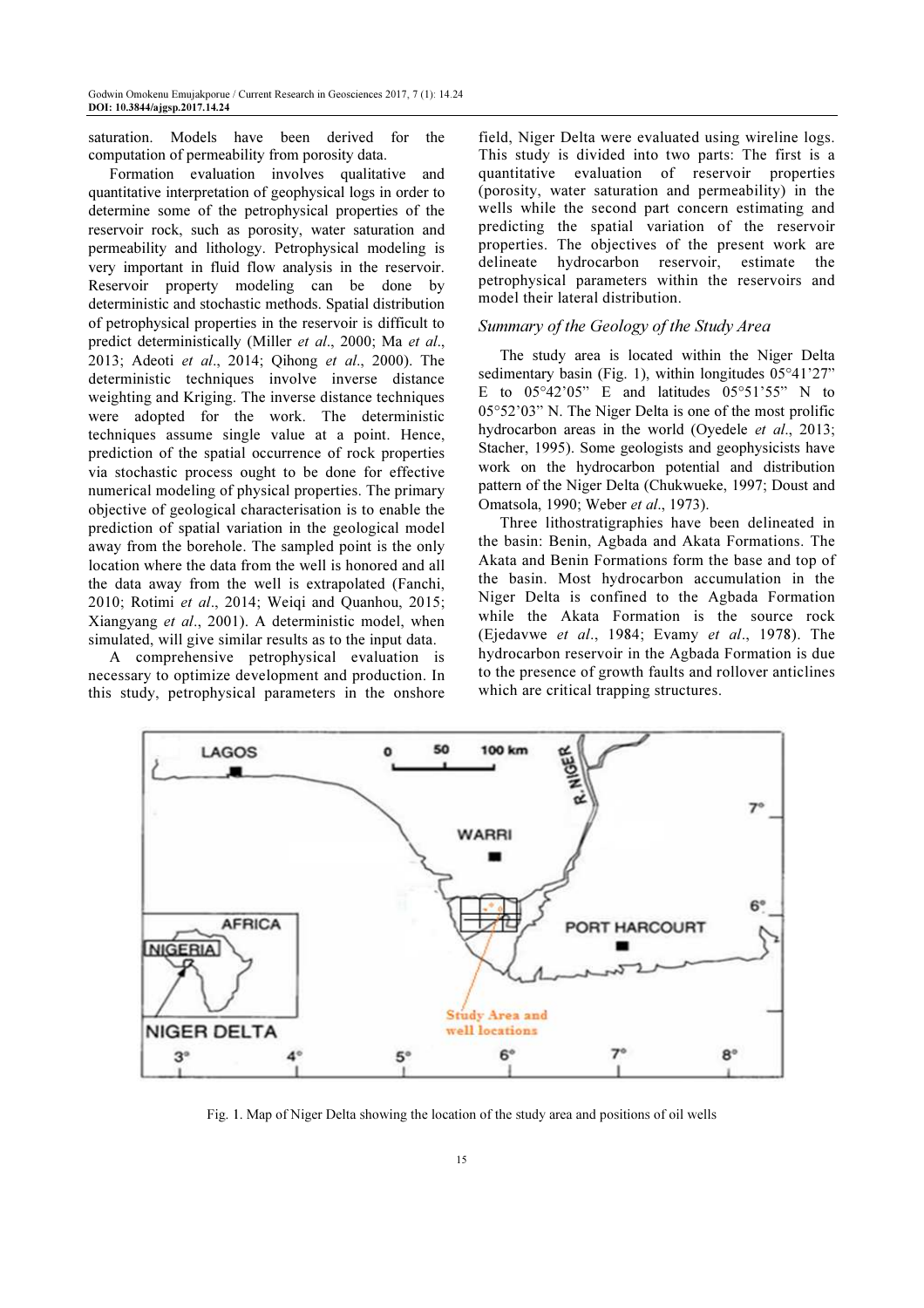saturation. Models have been derived for the computation of permeability from porosity data.

Formation evaluation involves qualitative and quantitative interpretation of geophysical logs in order to determine some of the petrophysical properties of the reservoir rock, such as porosity, water saturation and permeability and lithology. Petrophysical modeling is very important in fluid flow analysis in the reservoir. Reservoir property modeling can be done by deterministic and stochastic methods. Spatial distribution of petrophysical properties in the reservoir is difficult to predict deterministically (Miller *et al*., 2000; Ma *et al*., 2013; Adeoti *et al*., 2014; Qihong *et al*., 2000). The deterministic techniques involve inverse distance weighting and Kriging. The inverse distance techniques were adopted for the work. The deterministic techniques assume single value at a point. Hence, prediction of the spatial occurrence of rock properties via stochastic process ought to be done for effective numerical modeling of physical properties. The primary objective of geological characterisation is to enable the prediction of spatial variation in the geological model away from the borehole. The sampled point is the only location where the data from the well is honored and all the data away from the well is extrapolated (Fanchi, 2010; Rotimi *et al*., 2014; Weiqi and Quanhou, 2015; Xiangyang *et al*., 2001). A deterministic model, when simulated, will give similar results as to the input data.

A comprehensive petrophysical evaluation is necessary to optimize development and production. In this study, petrophysical parameters in the onshore field, Niger Delta were evaluated using wireline logs. This study is divided into two parts: The first is a quantitative evaluation of reservoir properties (porosity, water saturation and permeability) in the wells while the second part concern estimating and predicting the spatial variation of the reservoir properties. The objectives of the present work are delineate hydrocarbon reservoir, estimate the petrophysical parameters within the reservoirs and model their lateral distribution.

### *Summary of the Geology of the Study Area*

The study area is located within the Niger Delta sedimentary basin (Fig. 1), within longitudes 05°41’27” E to 05°42’05” E and latitudes 05°51’55” N to 05°52’03” N. The Niger Delta is one of the most prolific hydrocarbon areas in the world (Oyedele *et al*., 2013; Stacher, 1995). Some geologists and geophysicists have work on the hydrocarbon potential and distribution pattern of the Niger Delta (Chukwueke, 1997; Doust and Omatsola, 1990; Weber *et al*., 1973).

Three lithostratigraphies have been delineated in the basin: Benin, Agbada and Akata Formations. The Akata and Benin Formations form the base and top of the basin. Most hydrocarbon accumulation in the Niger Delta is confined to the Agbada Formation while the Akata Formation is the source rock (Ejedavwe *et al*., 1984; Evamy *et al*., 1978). The hydrocarbon reservoir in the Agbada Formation is due to the presence of growth faults and rollover anticlines which are critical trapping structures.

LAGOS
0 50 100 km
R. NIGER
7°
WARRI
6°
PORT HARCOURT
AFRICA
NIGERIA
NIGER DELTA
Study Area and well locations
3° 4° 5° 6° 7° 8°

Fig. 1. Map of Niger Delta showing the location of the study area and positions of oil wells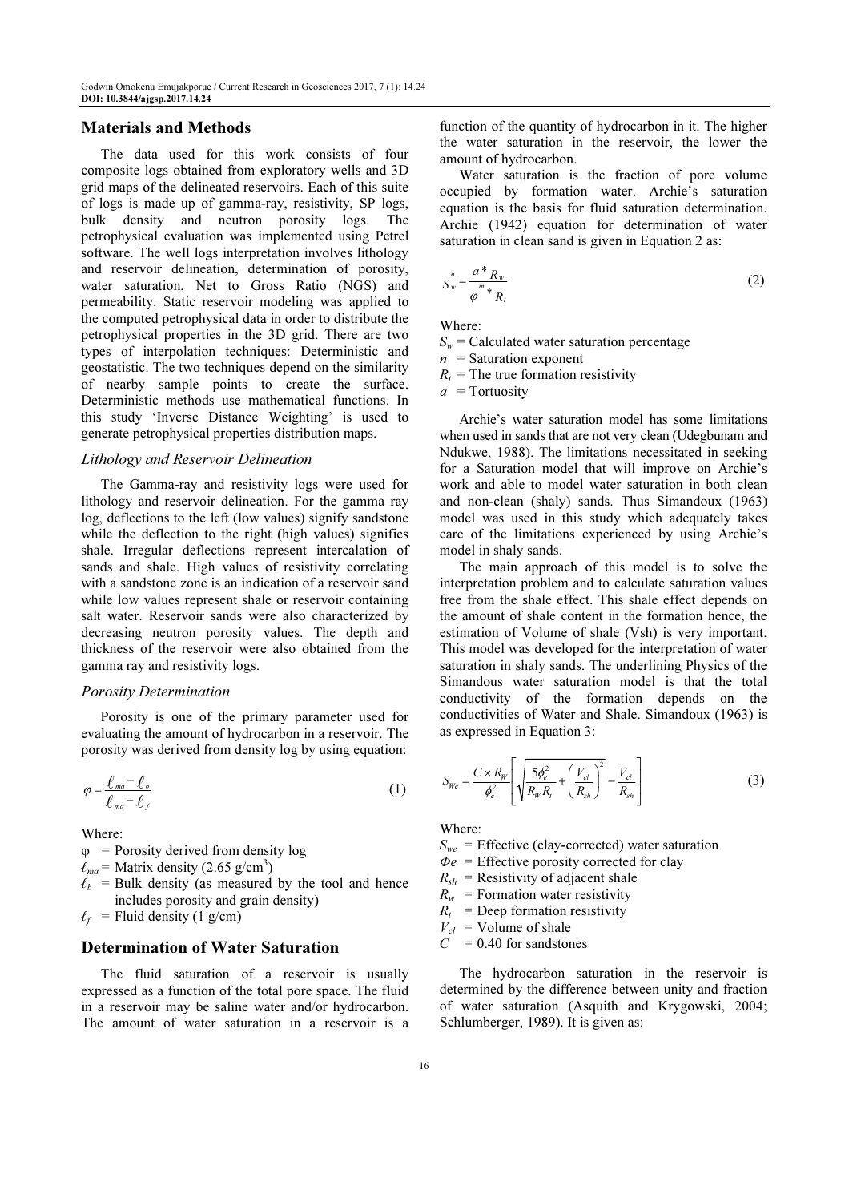## Materials and Methods

The data used for this work consists of four composite logs obtained from exploratory wells and 3D grid maps of the delineated reservoirs. Each of this suite of logs is made up of gamma-ray, resistivity, SP logs, bulk density and neutron porosity logs. The petrophysical evaluation was implemented using Petrel software. The well logs interpretation involves lithology and reservoir delineation, determination of porosity, water saturation, Net to Gross Ratio (NGS) and permeability. Static reservoir modeling was applied to the computed petrophysical data in order to distribute the petrophysical properties in the 3D grid. There are two types of interpolation techniques: Deterministic and geostatistic. The two techniques depend on the similarity of nearby sample points to create the surface. Deterministic methods use mathematical functions. In this study 'Inverse Distance Weighting' is used to generate petrophysical properties distribution maps.

### *Lithology and Reservoir Delineation*

The Gamma-ray and resistivity logs were used for lithology and reservoir delineation. For the gamma ray log, deflections to the left (low values) signify sandstone while the deflection to the right (high values) signifies shale. Irregular deflections represent intercalation of sands and shale. High values of resistivity correlating with a sandstone zone is an indication of a reservoir sand while low values represent shale or reservoir containing salt water. Reservoir sands were also characterized by decreasing neutron porosity values. The depth and thickness of the reservoir were also obtained from the gamma ray and resistivity logs.

### *Porosity Determination*

Porosity is one of the primary parameter used for evaluating the amount of hydrocarbon in a reservoir. The porosity was derived from density log by using equation:

$$\varphi = \frac{\ell_{ma} - \ell_b}{\ell_{ma} - \ell_f} \quad (1)$$

Where:

- $\varphi$ = Porosity derived from density log
- $\ell_{ma}$ = Matrix density (2.65 g/cm$^3$)
- $\ell_b$ = Bulk density (as measured by the tool and hence includes porosity and grain density)
- $\ell_f$ = Fluid density (1 g/cm)

## Determination of Water Saturation

The fluid saturation of a reservoir is usually expressed as a function of the total pore space. The fluid in a reservoir may be saline water and/or hydrocarbon. The amount of water saturation in a reservoir is a function of the quantity of hydrocarbon in it. The higher the water saturation in the reservoir, the lower the amount of hydrocarbon.

Water saturation is the fraction of pore volume occupied by formation water. Archie's saturation equation is the basis for fluid saturation determination. Archie (1942) equation for determination of water saturation in clean sand is given in Equation 2 as:

$$S_w^n = \frac{a * R_w}{\varphi^m * R_t} \quad (2)$$

Where:

- $S_w$ = Calculated water saturation percentage
- $n$ = Saturation exponent
- $R_t$ = The true formation resistivity
- $a$ = Tortuosity

Archie's water saturation model has some limitations when used in sands that are not very clean (Udegbunam and Ndukwe, 1988). The limitations necessitated in seeking for a Saturation model that will improve on Archie's work and able to model water saturation in both clean and non-clean (shaly) sands. Thus Simandoux (1963) model was used in this study which adequately takes care of the limitations experienced by using Archie's model in shaly sands.

The main approach of this model is to solve the interpretation problem and to calculate saturation values free from the shale effect. This shale effect depends on the amount of shale content in the formation hence, the estimation of Volume of shale (Vsh) is very important. This model was developed for the interpretation of water saturation in shaly sands. The underlining Physics of the Simandous water saturation model is that the total conductivity of the formation depends on the conductivities of Water and Shale. Simandoux (1963) is as expressed in Equation 3:

$$S_{We} = \frac{C \times R_W}{\phi_e^2}\left[\sqrt{\frac{5\phi_e^2}{R_W R_t} + \left(\frac{V_{cl}}{R_{sh}}\right)^2} - \frac{V_{cl}}{R_{sh}}\right] \quad (3)$$

Where:

- $S_{we}$ = Effective (clay-corrected) water saturation
- $\Phi e$ = Effective porosity corrected for clay
- $R_{sh}$ = Resistivity of adjacent shale
- $R_w$ = Formation water resistivity
- $R_t$ = Deep formation resistivity
- $V_{cl}$ = Volume of shale
- $C$ = 0.40 for sandstones

The hydrocarbon saturation in the reservoir is determined by the difference between unity and fraction of water saturation (Asquith and Krygowski, 2004; Schlumberger, 1989). It is given as: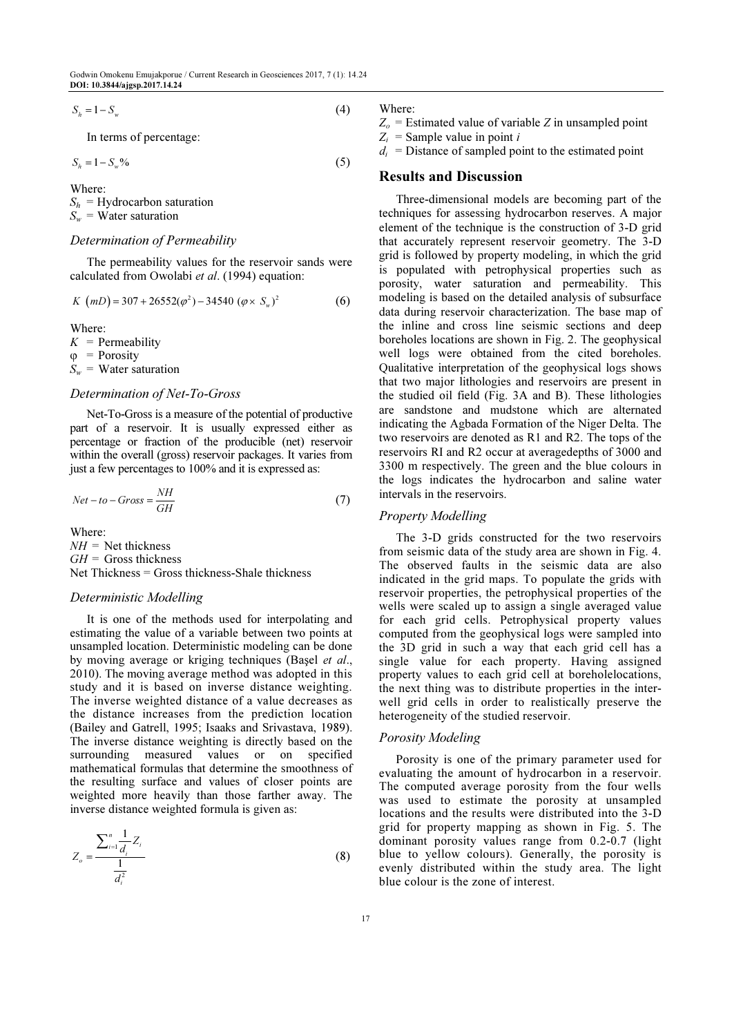$$S_h = 1 - S_w \tag{4}$$

In terms of percentage:

$$S_h = 1 - S_w\% \tag{5}$$

Where:
$S_h$ = Hydrocarbon saturation
$S_w$ = Water saturation

### Determination of Permeability

The permeability values for the reservoir sands were calculated from Owolabi *et al*. (1994) equation:

$$K\ (mD) = 307 + 26552(\varphi^2) - 34540\ (\varphi \times S_w)^2 \tag{6}$$

Where:
$K$ = Permeability
$\varphi$ = Porosity
$S_w$ = Water saturation

### Determination of Net-To-Gross

Net-To-Gross is a measure of the potential of productive part of a reservoir. It is usually expressed either as percentage or fraction of the producible (net) reservoir within the overall (gross) reservoir packages. It varies from just a few percentages to 100% and it is expressed as:

$$Net - to - Gross = \frac{NH}{GH} \tag{7}$$

Where:
$NH$ = Net thickness
$GH$ = Gross thickness
Net Thickness = Gross thickness-Shale thickness

### Deterministic Modelling

It is one of the methods used for interpolating and estimating the value of a variable between two points at unsampled location. Deterministic modeling can be done by moving average or kriging techniques (Başel *et al*., 2010). The moving average method was adopted in this study and it is based on inverse distance weighting. The inverse weighted distance of a value decreases as the distance increases from the prediction location (Bailey and Gatrell, 1995; Isaaks and Srivastava, 1989). The inverse distance weighting is directly based on the surrounding measured values or on specified mathematical formulas that determine the smoothness of the resulting surface and values of closer points are weighted more heavily than those farther away. The inverse distance weighted formula is given as:

$$Z_o = \frac{\sum_{i=1}^{n} \frac{1}{d_i} Z_i}{\frac{1}{d_i^2}} \tag{8}$$

Where:
$Z_o$ = Estimated value of variable $Z$ in unsampled point
$Z_i$ = Sample value in point $i$
$d_i$ = Distance of sampled point to the estimated point

## Results and Discussion

Three-dimensional models are becoming part of the techniques for assessing hydrocarbon reserves. A major element of the technique is the construction of 3-D grid that accurately represent reservoir geometry. The 3-D grid is followed by property modeling, in which the grid is populated with petrophysical properties such as porosity, water saturation and permeability. This modeling is based on the detailed analysis of subsurface data during reservoir characterization. The base map of the inline and cross line seismic sections and deep boreholes locations are shown in Fig. 2. The geophysical well logs were obtained from the cited boreholes. Qualitative interpretation of the geophysical logs shows that two major lithologies and reservoirs are present in the studied oil field (Fig. 3A and B). These lithologies are sandstone and mudstone which are alternated indicating the Agbada Formation of the Niger Delta. The two reservoirs are denoted as R1 and R2. The tops of the reservoirs RI and R2 occur at averagedepths of 3000 and 3300 m respectively. The green and the blue colours in the logs indicates the hydrocarbon and saline water intervals in the reservoirs.

### Property Modelling

The 3-D grids constructed for the two reservoirs from seismic data of the study area are shown in Fig. 4. The observed faults in the seismic data are also indicated in the grid maps. To populate the grids with reservoir properties, the petrophysical properties of the wells were scaled up to assign a single averaged value for each grid cells. Petrophysical property values computed from the geophysical logs were sampled into the 3D grid in such a way that each grid cell has a single value for each property. Having assigned property values to each grid cell at boreholelocations, the next thing was to distribute properties in the inter-well grid cells in order to realistically preserve the heterogeneity of the studied reservoir.

### Porosity Modeling

Porosity is one of the primary parameter used for evaluating the amount of hydrocarbon in a reservoir. The computed average porosity from the four wells was used to estimate the porosity at unsampled locations and the results were distributed into the 3-D grid for property mapping as shown in Fig. 5. The dominant porosity values range from 0.2-0.7 (light blue to yellow colours). Generally, the porosity is evenly distributed within the study area. The light blue colour is the zone of interest.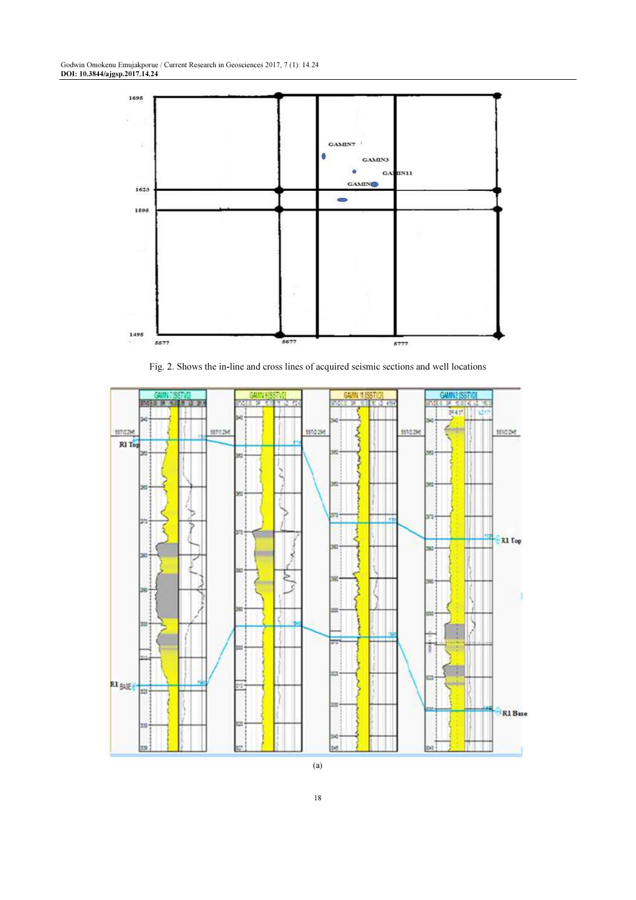Fig. 2. Shows the in-line and cross lines of acquired seismic sections and well locations

(a)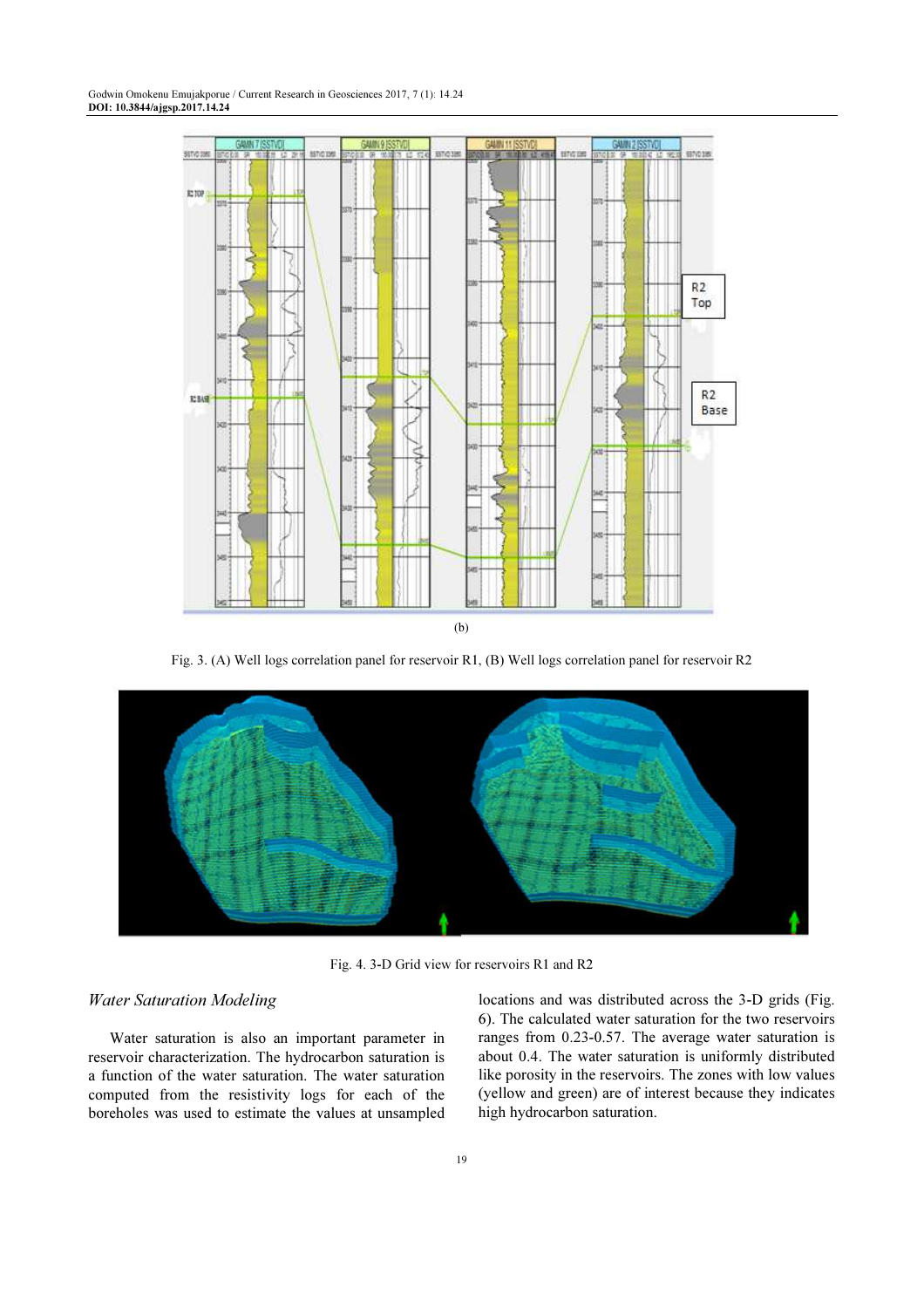(b)

Fig. 3. (A) Well logs correlation panel for reservoir R1, (B) Well logs correlation panel for reservoir R2

Fig. 4. 3-D Grid view for reservoirs R1 and R2

### *Water Saturation Modeling*

Water saturation is also an important parameter in reservoir characterization. The hydrocarbon saturation is a function of the water saturation. The water saturation computed from the resistivity logs for each of the boreholes was used to estimate the values at unsampled locations and was distributed across the 3-D grids (Fig. 6). The calculated water saturation for the two reservoirs ranges from 0.23-0.57. The average water saturation is about 0.4. The water saturation is uniformly distributed like porosity in the reservoirs. The zones with low values (yellow and green) are of interest because they indicates high hydrocarbon saturation.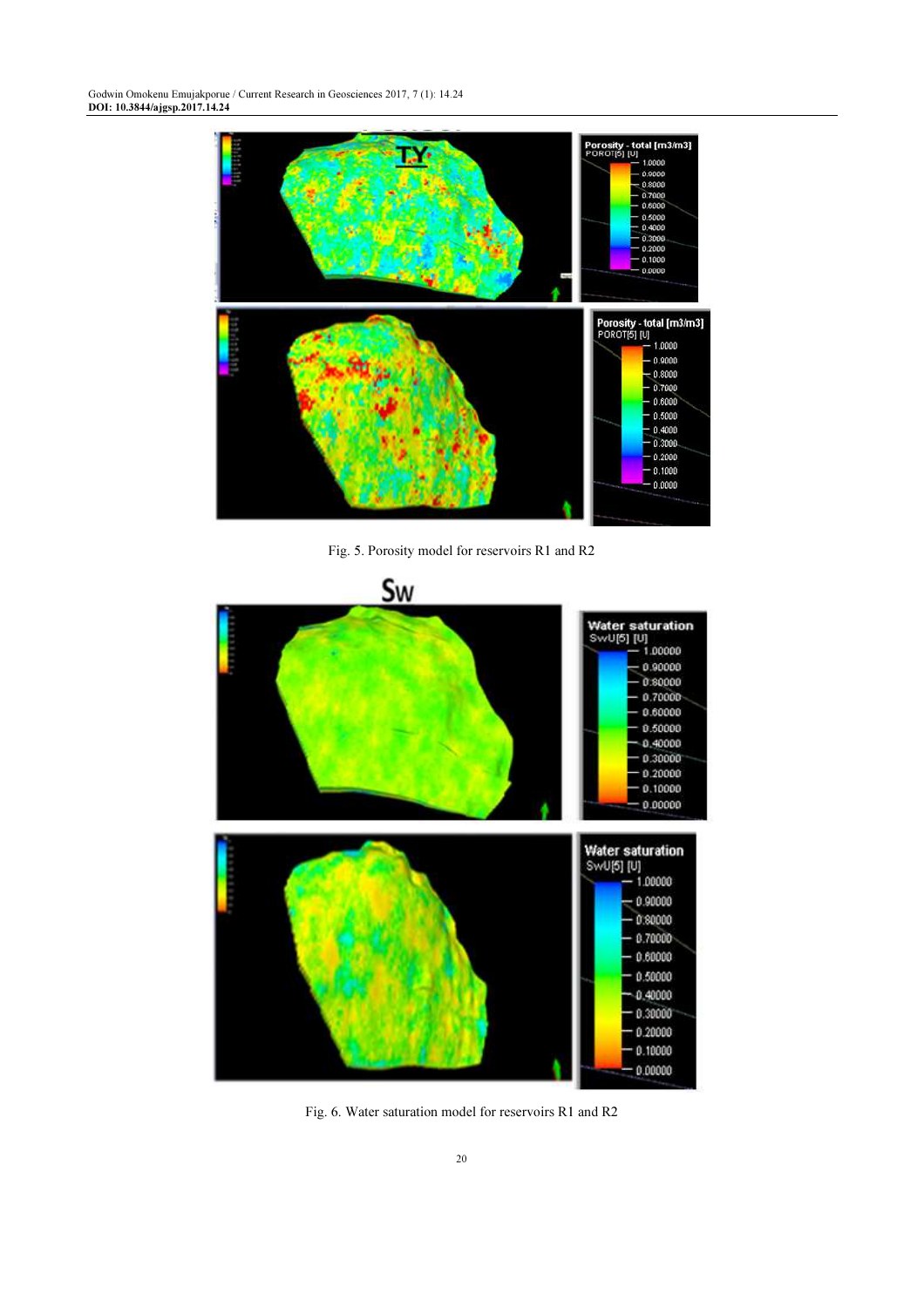Fig. 5. Porosity model for reservoirs R1 and R2

Fig. 6. Water saturation model for reservoirs R1 and R2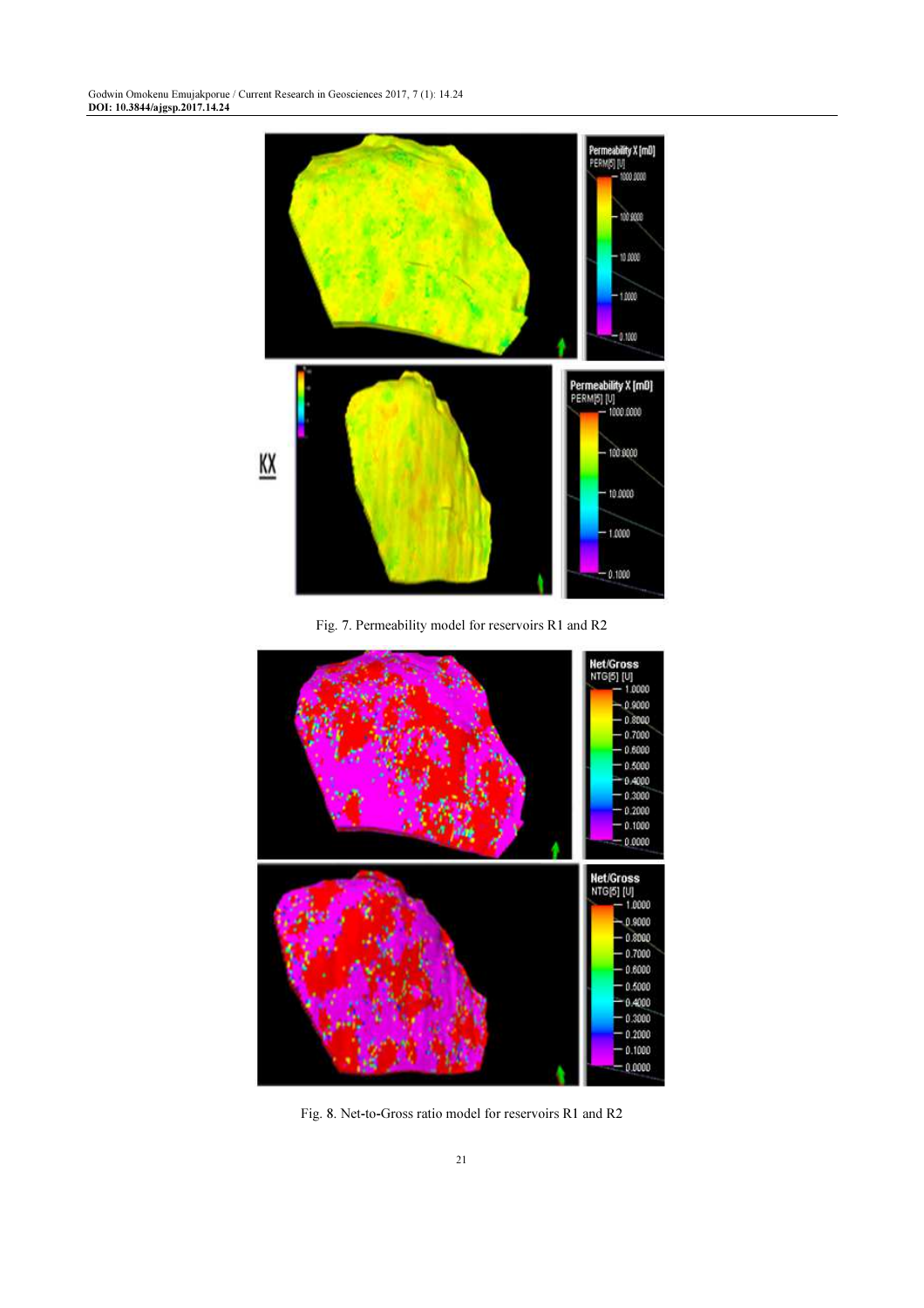Fig. 7. Permeability model for reservoirs R1 and R2

Fig. 8. Net-to-Gross ratio model for reservoirs R1 and R2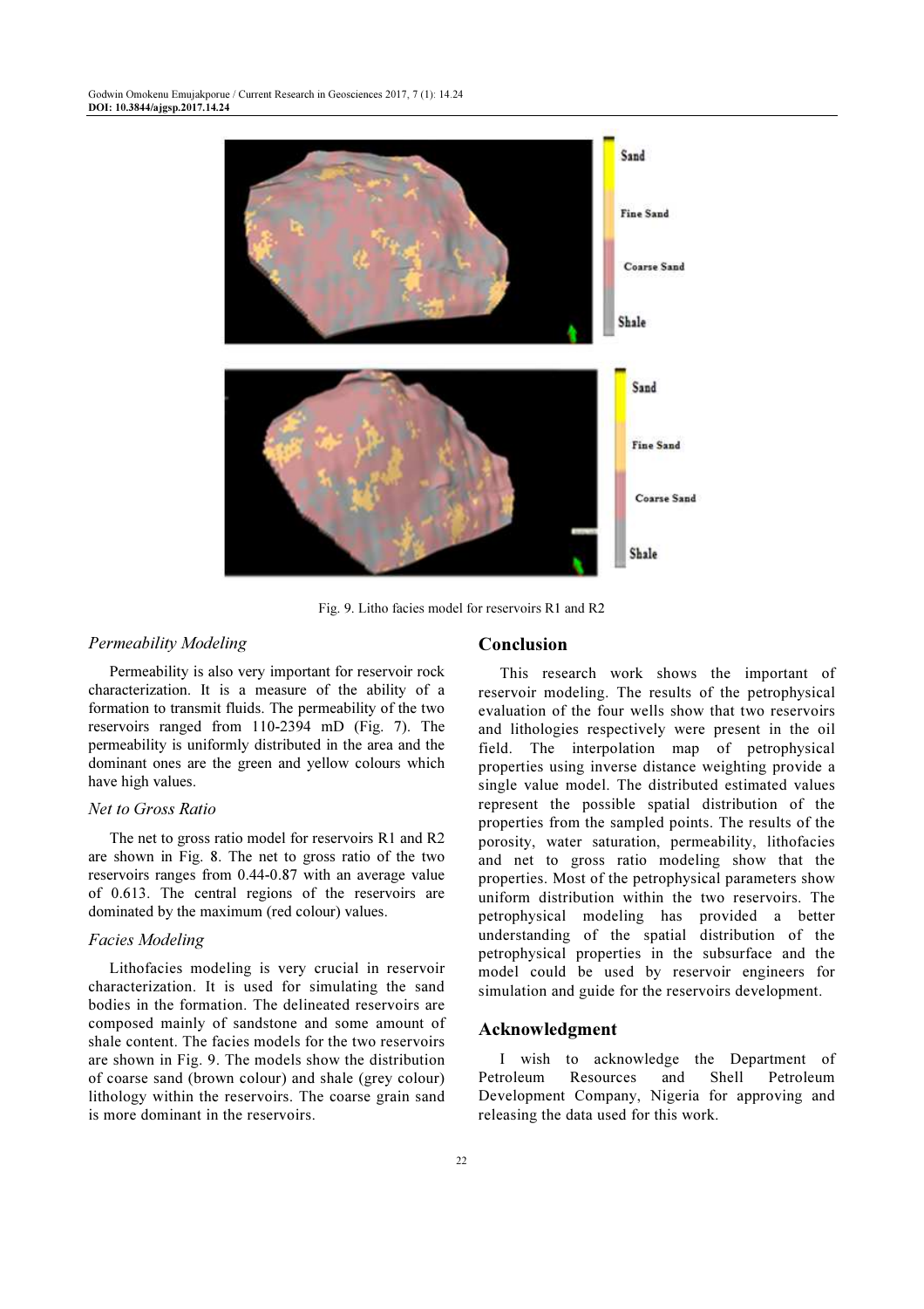Fig. 9. Litho facies model for reservoirs R1 and R2

### *Permeability Modeling*

Permeability is also very important for reservoir rock characterization. It is a measure of the ability of a formation to transmit fluids. The permeability of the two reservoirs ranged from 110-2394 mD (Fig. 7). The permeability is uniformly distributed in the area and the dominant ones are the green and yellow colours which have high values.

### *Net to Gross Ratio*

The net to gross ratio model for reservoirs R1 and R2 are shown in Fig. 8. The net to gross ratio of the two reservoirs ranges from 0.44-0.87 with an average value of 0.613. The central regions of the reservoirs are dominated by the maximum (red colour) values.

### *Facies Modeling*

Lithofacies modeling is very crucial in reservoir characterization. It is used for simulating the sand bodies in the formation. The delineated reservoirs are composed mainly of sandstone and some amount of shale content. The facies models for the two reservoirs are shown in Fig. 9. The models show the distribution of coarse sand (brown colour) and shale (grey colour) lithology within the reservoirs. The coarse grain sand is more dominant in the reservoirs.

## Conclusion

This research work shows the important of reservoir modeling. The results of the petrophysical evaluation of the four wells show that two reservoirs and lithologies respectively were present in the oil field. The interpolation map of petrophysical properties using inverse distance weighting provide a single value model. The distributed estimated values represent the possible spatial distribution of the properties from the sampled points. The results of the porosity, water saturation, permeability, lithofacies and net to gross ratio modeling show that the properties. Most of the petrophysical parameters show uniform distribution within the two reservoirs. The petrophysical modeling has provided a better understanding of the spatial distribution of the petrophysical properties in the subsurface and the model could be used by reservoir engineers for simulation and guide for the reservoirs development.

## Acknowledgment

I wish to acknowledge the Department of Petroleum Resources and Shell Petroleum Development Company, Nigeria for approving and releasing the data used for this work.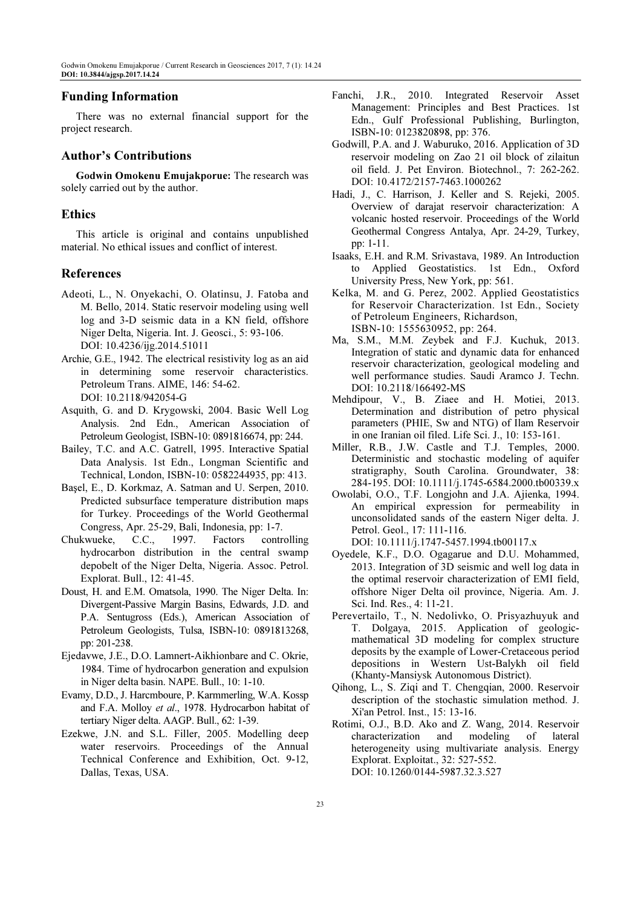## Funding Information

There was no external financial support for the project research.

## Author's Contributions

**Godwin Omokenu Emujakporue:** The research was solely carried out by the author.

## Ethics

This article is original and contains unpublished material. No ethical issues and conflict of interest.

## References

Adeoti, L., N. Onyekachi, O. Olatinsu, J. Fatoba and M. Bello, 2014. Static reservoir modeling using well log and 3-D seismic data in a KN field, offshore Niger Delta, Nigeria. Int. J. Geosci., 5: 93-106. DOI: 10.4236/ijg.2014.51011

Archie, G.E., 1942. The electrical resistivity log as an aid in determining some reservoir characteristics. Petroleum Trans. AIME, 146: 54-62. DOI: 10.2118/942054-G

Asquith, G. and D. Krygowski, 2004. Basic Well Log Analysis. 2nd Edn., American Association of Petroleum Geologist, ISBN-10: 0891816674, pp: 244.

Bailey, T.C. and A.C. Gatrell, 1995. Interactive Spatial Data Analysis. 1st Edn., Longman Scientific and Technical, London, ISBN-10: 0582244935, pp: 413.

Başel, E., D. Korkmaz, A. Satman and U. Serpen, 2010. Predicted subsurface temperature distribution maps for Turkey. Proceedings of the World Geothermal Congress, Apr. 25-29, Bali, Indonesia, pp: 1-7.

Chukwueke, C.C., 1997. Factors controlling hydrocarbon distribution in the central swamp depobelt of the Niger Delta, Nigeria. Assoc. Petrol. Explorat. Bull., 12: 41-45.

Doust, H. and E.M. Omatsola, 1990. The Niger Delta. In: Divergent-Passive Margin Basins, Edwards, J.D. and P.A. Sentugross (Eds.), American Association of Petroleum Geologists, Tulsa, ISBN-10: 0891813268, pp: 201-238.

Ejedavwe, J.E., D.O. Lamnert-Aikhionbare and C. Okrie, 1984. Time of hydrocarbon generation and expulsion in Niger delta basin. NAPE. Bull., 10: 1-10.

Evamy, D.D., J. Harcmboure, P. Karmmerling, W.A. Kossp and F.A. Molloy *et al*., 1978. Hydrocarbon habitat of tertiary Niger delta. AAGP. Bull., 62: 1-39.

Ezekwe, J.N. and S.L. Filler, 2005. Modelling deep water reservoirs. Proceedings of the Annual Technical Conference and Exhibition, Oct. 9-12, Dallas, Texas, USA.

Fanchi, J.R., 2010. Integrated Reservoir Asset Management: Principles and Best Practices. 1st Edn., Gulf Professional Publishing, Burlington, ISBN-10: 0123820898, pp: 376.

Godwill, P.A. and J. Waburuko, 2016. Application of 3D reservoir modeling on Zao 21 oil block of zilaitun oil field. J. Pet Environ. Biotechnol., 7: 262-262. DOI: 10.4172/2157-7463.1000262

Hadi, J., C. Harrison, J. Keller and S. Rejeki, 2005. Overview of darajat reservoir characterization: A volcanic hosted reservoir. Proceedings of the World Geothermal Congress Antalya, Apr. 24-29, Turkey, pp: 1-11.

Isaaks, E.H. and R.M. Srivastava, 1989. An Introduction to Applied Geostatistics. 1st Edn., Oxford University Press, New York, pp: 561.

Kelka, M. and G. Perez, 2002. Applied Geostatistics for Reservoir Characterization. 1st Edn., Society of Petroleum Engineers, Richardson, ISBN-10: 1555630952, pp: 264.

Ma, S.M., M.M. Zeybek and F.J. Kuchuk, 2013. Integration of static and dynamic data for enhanced reservoir characterization, geological modeling and well performance studies. Saudi Aramco J. Techn. DOI: 10.2118/166492-MS

Mehdipour, V., B. Ziaee and H. Motiei, 2013. Determination and distribution of petro physical parameters (PHIE, Sw and NTG) of Ilam Reservoir in one Iranian oil filed. Life Sci. J., 10: 153-161.

Miller, R.B., J.W. Castle and T.J. Temples, 2000. Deterministic and stochastic modeling of aquifer stratigraphy, South Carolina. Groundwater, 38: 284-195. DOI: 10.1111/j.1745-6584.2000.tb00339.x

Owolabi, O.O., T.F. Longjohn and J.A. Ajienka, 1994. An empirical expression for permeability in unconsolidated sands of the eastern Niger delta. J. Petrol. Geol., 17: 111-116. DOI: 10.1111/j.1747-5457.1994.tb00117.x

Oyedele, K.F., D.O. Ogagarue and D.U. Mohammed, 2013. Integration of 3D seismic and well log data in the optimal reservoir characterization of EMI field, offshore Niger Delta oil province, Nigeria. Am. J. Sci. Ind. Res., 4: 11-21.

Perevertailo, T., N. Nedolivko, O. Prisyazhuyuk and T. Dolgaya, 2015. Application of geologic-mathematical 3D modeling for complex structure deposits by the example of Lower-Cretaceous period depositions in Western Ust-Balykh oil field (Khanty-Mansiysk Autonomous District).

Qihong, L., S. Ziqi and T. Chengqian, 2000. Reservoir description of the stochastic simulation method. J. Xi'an Petrol. Inst., 15: 13-16.

Rotimi, O.J., B.D. Ako and Z. Wang, 2014. Reservoir characterization and modeling of lateral heterogeneity using multivariate analysis. Energy Explorat. Exploitat., 32: 527-552. DOI: 10.1260/0144-5987.32.3.527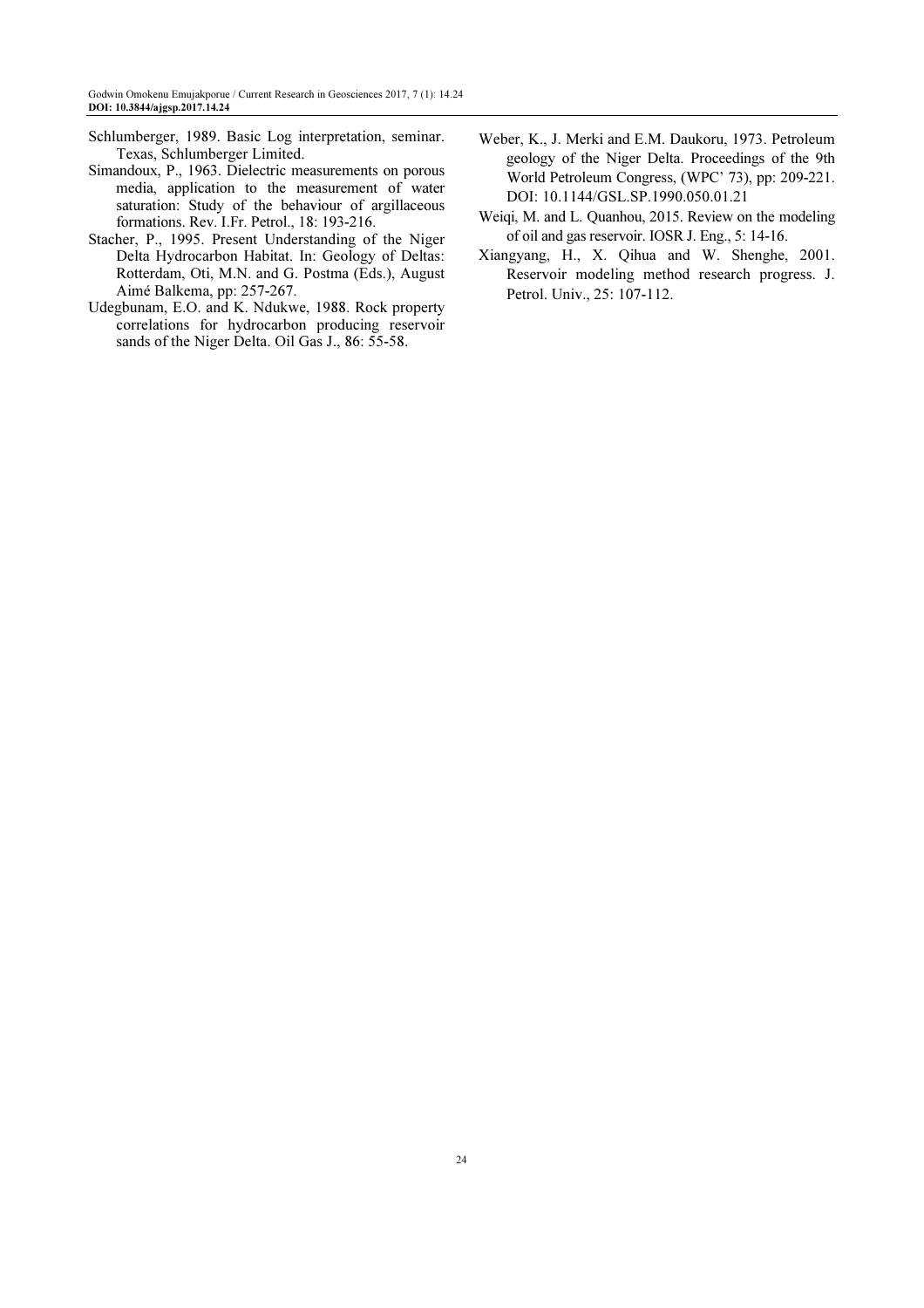Schlumberger, 1989. Basic Log interpretation, seminar. Texas, Schlumberger Limited.

Simandoux, P., 1963. Dielectric measurements on porous media, application to the measurement of water saturation: Study of the behaviour of argillaceous formations. Rev. I.Fr. Petrol., 18: 193-216.

Stacher, P., 1995. Present Understanding of the Niger Delta Hydrocarbon Habitat. In: Geology of Deltas: Rotterdam, Oti, M.N. and G. Postma (Eds.), August Aimé Balkema, pp: 257-267.

Udegbunam, E.O. and K. Ndukwe, 1988. Rock property correlations for hydrocarbon producing reservoir sands of the Niger Delta. Oil Gas J., 86: 55-58.

Weber, K., J. Merki and E.M. Daukoru, 1973. Petroleum geology of the Niger Delta. Proceedings of the 9th World Petroleum Congress, (WPC' 73), pp: 209-221. DOI: 10.1144/GSL.SP.1990.050.01.21

Weiqi, M. and L. Quanhou, 2015. Review on the modeling of oil and gas reservoir. IOSR J. Eng., 5: 14-16.

Xiangyang, H., X. Qihua and W. Shenghe, 2001. Reservoir modeling method research progress. J. Petrol. Univ., 25: 107-112.